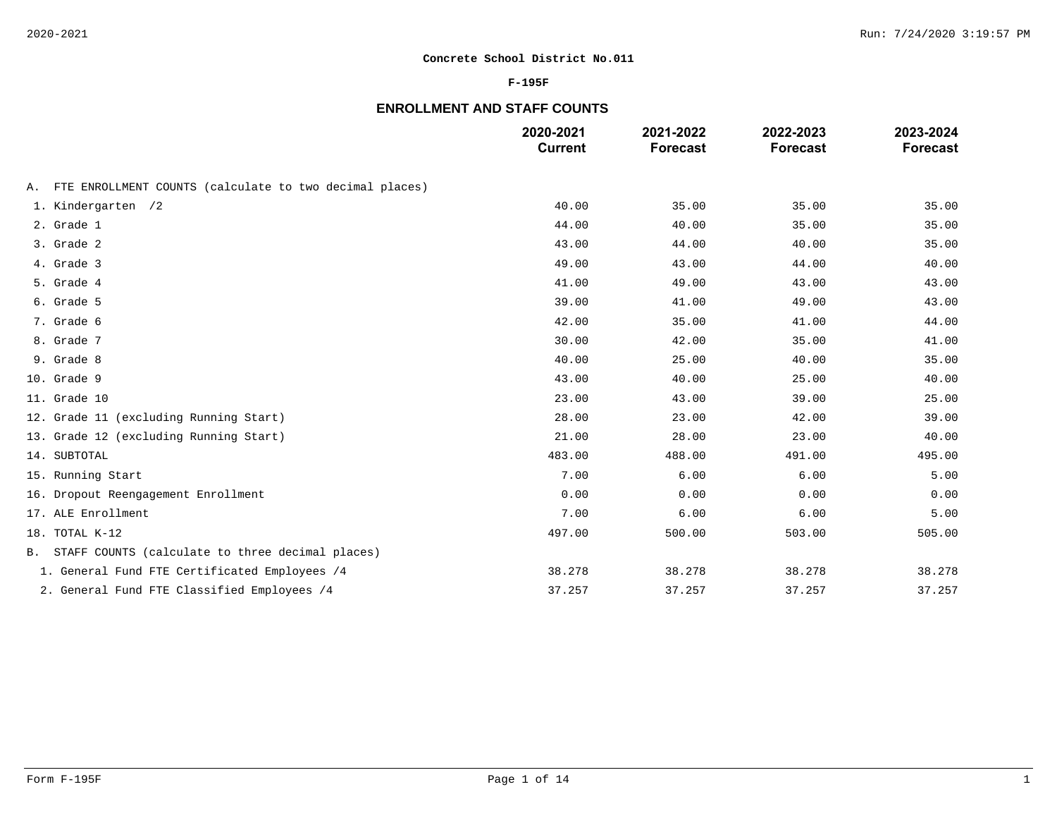**Concrete School District No.011**

**F-195F**

## ENROLLMENT AND STAFF COUNTS

| | 2020-2021 Current | 2021-2022 Forecast | 2022-2023 Forecast | 2023-2024 Forecast |
|---|---|---|---|---|
| A. FTE ENROLLMENT COUNTS (calculate to two decimal places) | | | | |
| 1. Kindergarten /2 | 40.00 | 35.00 | 35.00 | 35.00 |
| 2. Grade 1 | 44.00 | 40.00 | 35.00 | 35.00 |
| 3. Grade 2 | 43.00 | 44.00 | 40.00 | 35.00 |
| 4. Grade 3 | 49.00 | 43.00 | 44.00 | 40.00 |
| 5. Grade 4 | 41.00 | 49.00 | 43.00 | 43.00 |
| 6. Grade 5 | 39.00 | 41.00 | 49.00 | 43.00 |
| 7. Grade 6 | 42.00 | 35.00 | 41.00 | 44.00 |
| 8. Grade 7 | 30.00 | 42.00 | 35.00 | 41.00 |
| 9. Grade 8 | 40.00 | 25.00 | 40.00 | 35.00 |
| 10. Grade 9 | 43.00 | 40.00 | 25.00 | 40.00 |
| 11. Grade 10 | 23.00 | 43.00 | 39.00 | 25.00 |
| 12. Grade 11 (excluding Running Start) | 28.00 | 23.00 | 42.00 | 39.00 |
| 13. Grade 12 (excluding Running Start) | 21.00 | 28.00 | 23.00 | 40.00 |
| 14. SUBTOTAL | 483.00 | 488.00 | 491.00 | 495.00 |
| 15. Running Start | 7.00 | 6.00 | 6.00 | 5.00 |
| 16. Dropout Reengagement Enrollment | 0.00 | 0.00 | 0.00 | 0.00 |
| 17. ALE Enrollment | 7.00 | 6.00 | 6.00 | 5.00 |
| 18. TOTAL K-12 | 497.00 | 500.00 | 503.00 | 505.00 |
| B. STAFF COUNTS (calculate to three decimal places) | | | | |
| 1. General Fund FTE Certificated Employees /4 | 38.278 | 38.278 | 38.278 | 38.278 |
| 2. General Fund FTE Classified Employees /4 | 37.257 | 37.257 | 37.257 | 37.257 |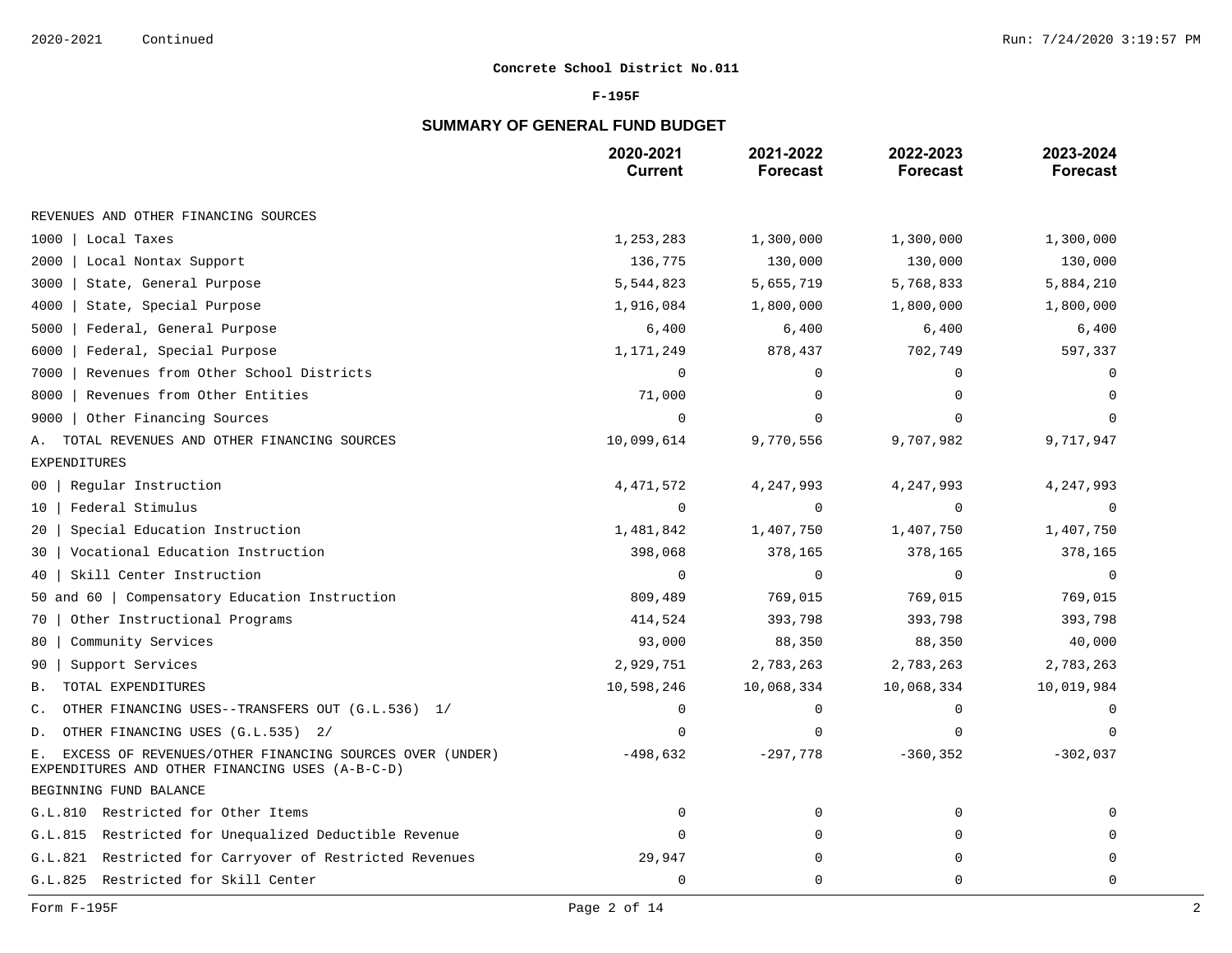**Concrete School District No.011**

**F-195F**

## SUMMARY OF GENERAL FUND BUDGET

| | 2020-2021 Current | 2021-2022 Forecast | 2022-2023 Forecast | 2023-2024 Forecast |
|---|---|---|---|---|
| REVENUES AND OTHER FINANCING SOURCES | | | | |
| 1000 \| Local Taxes | 1,253,283 | 1,300,000 | 1,300,000 | 1,300,000 |
| 2000 \| Local Nontax Support | 136,775 | 130,000 | 130,000 | 130,000 |
| 3000 \| State, General Purpose | 5,544,823 | 5,655,719 | 5,768,833 | 5,884,210 |
| 4000 \| State, Special Purpose | 1,916,084 | 1,800,000 | 1,800,000 | 1,800,000 |
| 5000 \| Federal, General Purpose | 6,400 | 6,400 | 6,400 | 6,400 |
| 6000 \| Federal, Special Purpose | 1,171,249 | 878,437 | 702,749 | 597,337 |
| 7000 \| Revenues from Other School Districts | 0 | 0 | 0 | 0 |
| 8000 \| Revenues from Other Entities | 71,000 | 0 | 0 | 0 |
| 9000 \| Other Financing Sources | 0 | 0 | 0 | 0 |
| A. TOTAL REVENUES AND OTHER FINANCING SOURCES | 10,099,614 | 9,770,556 | 9,707,982 | 9,717,947 |
| EXPENDITURES | | | | |
| 00 \| Regular Instruction | 4,471,572 | 4,247,993 | 4,247,993 | 4,247,993 |
| 10 \| Federal Stimulus | 0 | 0 | 0 | 0 |
| 20 \| Special Education Instruction | 1,481,842 | 1,407,750 | 1,407,750 | 1,407,750 |
| 30 \| Vocational Education Instruction | 398,068 | 378,165 | 378,165 | 378,165 |
| 40 \| Skill Center Instruction | 0 | 0 | 0 | 0 |
| 50 and 60 \| Compensatory Education Instruction | 809,489 | 769,015 | 769,015 | 769,015 |
| 70 \| Other Instructional Programs | 414,524 | 393,798 | 393,798 | 393,798 |
| 80 \| Community Services | 93,000 | 88,350 | 88,350 | 40,000 |
| 90 \| Support Services | 2,929,751 | 2,783,263 | 2,783,263 | 2,783,263 |
| B. TOTAL EXPENDITURES | 10,598,246 | 10,068,334 | 10,068,334 | 10,019,984 |
| C. OTHER FINANCING USES--TRANSFERS OUT (G.L.536) 1/ | 0 | 0 | 0 | 0 |
| D. OTHER FINANCING USES (G.L.535) 2/ | 0 | 0 | 0 | 0 |
| E. EXCESS OF REVENUES/OTHER FINANCING SOURCES OVER (UNDER) EXPENDITURES AND OTHER FINANCING USES (A-B-C-D) | -498,632 | -297,778 | -360,352 | -302,037 |
| BEGINNING FUND BALANCE | | | | |
| G.L.810 Restricted for Other Items | 0 | 0 | 0 | 0 |
| G.L.815 Restricted for Unequalized Deductible Revenue | 0 | 0 | 0 | 0 |
| G.L.821 Restricted for Carryover of Restricted Revenues | 29,947 | 0 | 0 | 0 |
| G.L.825 Restricted for Skill Center | 0 | 0 | 0 | 0 |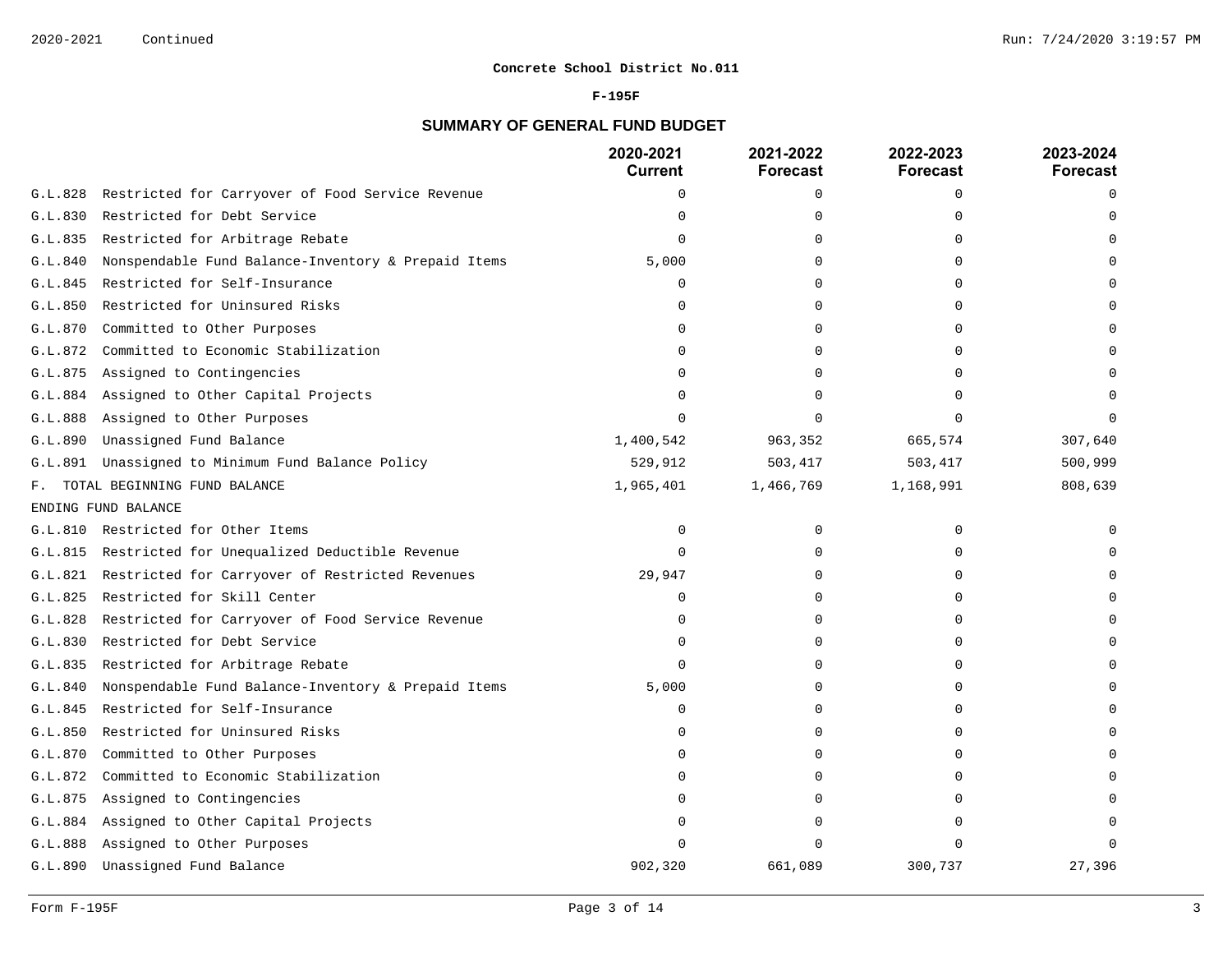**Concrete School District No.011**

**F-195F**

## SUMMARY OF GENERAL FUND BUDGET

| | 2020-2021 Current | 2021-2022 Forecast | 2022-2023 Forecast | 2023-2024 Forecast |
|---|---|---|---|---|
| G.L.828 Restricted for Carryover of Food Service Revenue | 0 | 0 | 0 | 0 |
| G.L.830 Restricted for Debt Service | 0 | 0 | 0 | 0 |
| G.L.835 Restricted for Arbitrage Rebate | 0 | 0 | 0 | 0 |
| G.L.840 Nonspendable Fund Balance-Inventory & Prepaid Items | 5,000 | 0 | 0 | 0 |
| G.L.845 Restricted for Self-Insurance | 0 | 0 | 0 | 0 |
| G.L.850 Restricted for Uninsured Risks | 0 | 0 | 0 | 0 |
| G.L.870 Committed to Other Purposes | 0 | 0 | 0 | 0 |
| G.L.872 Committed to Economic Stabilization | 0 | 0 | 0 | 0 |
| G.L.875 Assigned to Contingencies | 0 | 0 | 0 | 0 |
| G.L.884 Assigned to Other Capital Projects | 0 | 0 | 0 | 0 |
| G.L.888 Assigned to Other Purposes | 0 | 0 | 0 | 0 |
| G.L.890 Unassigned Fund Balance | 1,400,542 | 963,352 | 665,574 | 307,640 |
| G.L.891 Unassigned to Minimum Fund Balance Policy | 529,912 | 503,417 | 503,417 | 500,999 |
| F. TOTAL BEGINNING FUND BALANCE | 1,965,401 | 1,466,769 | 1,168,991 | 808,639 |
| ENDING FUND BALANCE | | | | |
| G.L.810 Restricted for Other Items | 0 | 0 | 0 | 0 |
| G.L.815 Restricted for Unequalized Deductible Revenue | 0 | 0 | 0 | 0 |
| G.L.821 Restricted for Carryover of Restricted Revenues | 29,947 | 0 | 0 | 0 |
| G.L.825 Restricted for Skill Center | 0 | 0 | 0 | 0 |
| G.L.828 Restricted for Carryover of Food Service Revenue | 0 | 0 | 0 | 0 |
| G.L.830 Restricted for Debt Service | 0 | 0 | 0 | 0 |
| G.L.835 Restricted for Arbitrage Rebate | 0 | 0 | 0 | 0 |
| G.L.840 Nonspendable Fund Balance-Inventory & Prepaid Items | 5,000 | 0 | 0 | 0 |
| G.L.845 Restricted for Self-Insurance | 0 | 0 | 0 | 0 |
| G.L.850 Restricted for Uninsured Risks | 0 | 0 | 0 | 0 |
| G.L.870 Committed to Other Purposes | 0 | 0 | 0 | 0 |
| G.L.872 Committed to Economic Stabilization | 0 | 0 | 0 | 0 |
| G.L.875 Assigned to Contingencies | 0 | 0 | 0 | 0 |
| G.L.884 Assigned to Other Capital Projects | 0 | 0 | 0 | 0 |
| G.L.888 Assigned to Other Purposes | 0 | 0 | 0 | 0 |
| G.L.890 Unassigned Fund Balance | 902,320 | 661,089 | 300,737 | 27,396 |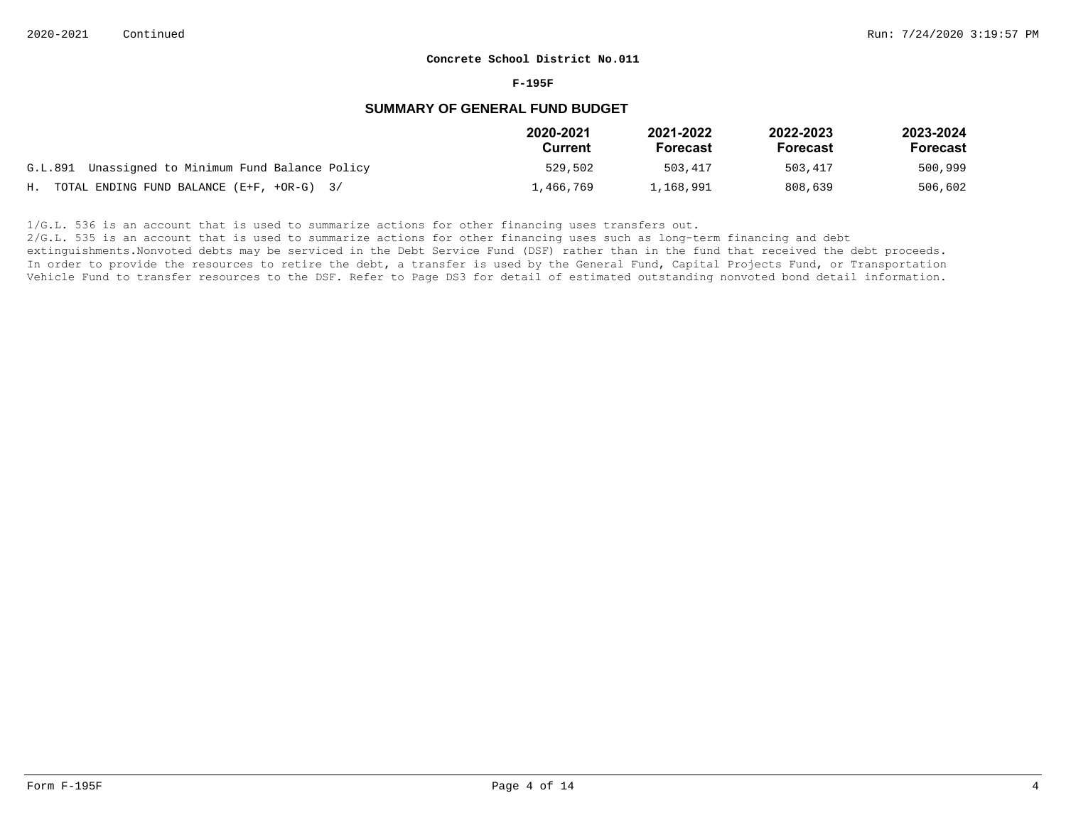**Concrete School District No.011**

**F-195F**

## SUMMARY OF GENERAL FUND BUDGET

| | 2020-2021 Current | 2021-2022 Forecast | 2022-2023 Forecast | 2023-2024 Forecast |
|---|---|---|---|---|
| G.L.891 Unassigned to Minimum Fund Balance Policy | 529,502 | 503,417 | 503,417 | 500,999 |
| H. TOTAL ENDING FUND BALANCE (E+F, +OR-G) 3/ | 1,466,769 | 1,168,991 | 808,639 | 506,602 |

1/G.L. 536 is an account that is used to summarize actions for other financing uses transfers out.
2/G.L. 535 is an account that is used to summarize actions for other financing uses such as long-term financing and debt extinguishments.Nonvoted debts may be serviced in the Debt Service Fund (DSF) rather than in the fund that received the debt proceeds. In order to provide the resources to retire the debt, a transfer is used by the General Fund, Capital Projects Fund, or Transportation Vehicle Fund to transfer resources to the DSF. Refer to Page DS3 for detail of estimated outstanding nonvoted bond detail information.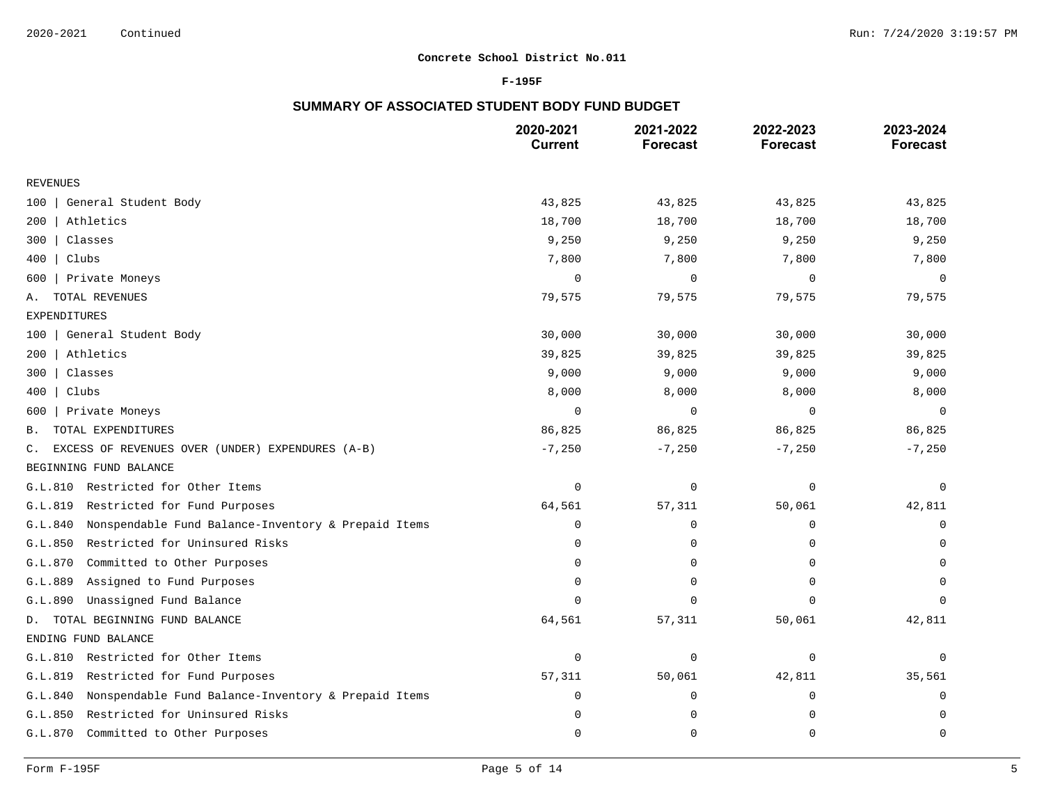**Concrete School District No.011**

**F-195F**

## SUMMARY OF ASSOCIATED STUDENT BODY FUND BUDGET

| | 2020-2021 Current | 2021-2022 Forecast | 2022-2023 Forecast | 2023-2024 Forecast |
|---|---|---|---|---|
| REVENUES | | | | |
| 100 \| General Student Body | 43,825 | 43,825 | 43,825 | 43,825 |
| 200 \| Athletics | 18,700 | 18,700 | 18,700 | 18,700 |
| 300 \| Classes | 9,250 | 9,250 | 9,250 | 9,250 |
| 400 \| Clubs | 7,800 | 7,800 | 7,800 | 7,800 |
| 600 \| Private Moneys | 0 | 0 | 0 | 0 |
| A. TOTAL REVENUES | 79,575 | 79,575 | 79,575 | 79,575 |
| EXPENDITURES | | | | |
| 100 \| General Student Body | 30,000 | 30,000 | 30,000 | 30,000 |
| 200 \| Athletics | 39,825 | 39,825 | 39,825 | 39,825 |
| 300 \| Classes | 9,000 | 9,000 | 9,000 | 9,000 |
| 400 \| Clubs | 8,000 | 8,000 | 8,000 | 8,000 |
| 600 \| Private Moneys | 0 | 0 | 0 | 0 |
| B. TOTAL EXPENDITURES | 86,825 | 86,825 | 86,825 | 86,825 |
| C. EXCESS OF REVENUES OVER (UNDER) EXPENDURES (A-B) | -7,250 | -7,250 | -7,250 | -7,250 |
| BEGINNING FUND BALANCE | | | | |
| G.L.810 Restricted for Other Items | 0 | 0 | 0 | 0 |
| G.L.819 Restricted for Fund Purposes | 64,561 | 57,311 | 50,061 | 42,811 |
| G.L.840 Nonspendable Fund Balance-Inventory & Prepaid Items | 0 | 0 | 0 | 0 |
| G.L.850 Restricted for Uninsured Risks | 0 | 0 | 0 | 0 |
| G.L.870 Committed to Other Purposes | 0 | 0 | 0 | 0 |
| G.L.889 Assigned to Fund Purposes | 0 | 0 | 0 | 0 |
| G.L.890 Unassigned Fund Balance | 0 | 0 | 0 | 0 |
| D. TOTAL BEGINNING FUND BALANCE | 64,561 | 57,311 | 50,061 | 42,811 |
| ENDING FUND BALANCE | | | | |
| G.L.810 Restricted for Other Items | 0 | 0 | 0 | 0 |
| G.L.819 Restricted for Fund Purposes | 57,311 | 50,061 | 42,811 | 35,561 |
| G.L.840 Nonspendable Fund Balance-Inventory & Prepaid Items | 0 | 0 | 0 | 0 |
| G.L.850 Restricted for Uninsured Risks | 0 | 0 | 0 | 0 |
| G.L.870 Committed to Other Purposes | 0 | 0 | 0 | 0 |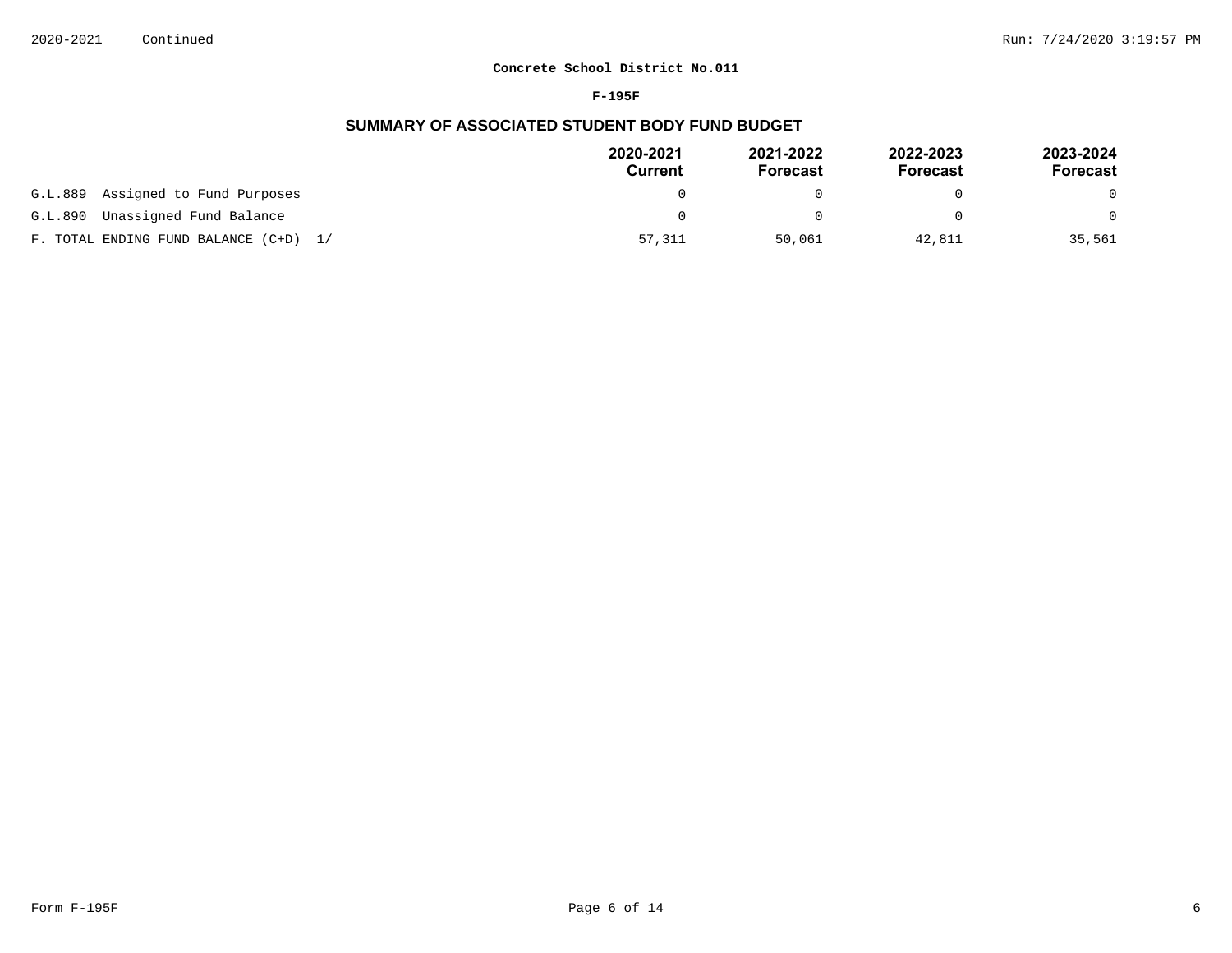**Concrete School District No.011**

**F-195F**

## SUMMARY OF ASSOCIATED STUDENT BODY FUND BUDGET

| | 2020-2021 Current | 2021-2022 Forecast | 2022-2023 Forecast | 2023-2024 Forecast |
|---|---|---|---|---|
| G.L.889 Assigned to Fund Purposes | 0 | 0 | 0 | 0 |
| G.L.890 Unassigned Fund Balance | 0 | 0 | 0 | 0 |
| F. TOTAL ENDING FUND BALANCE (C+D) 1/ | 57,311 | 50,061 | 42,811 | 35,561 |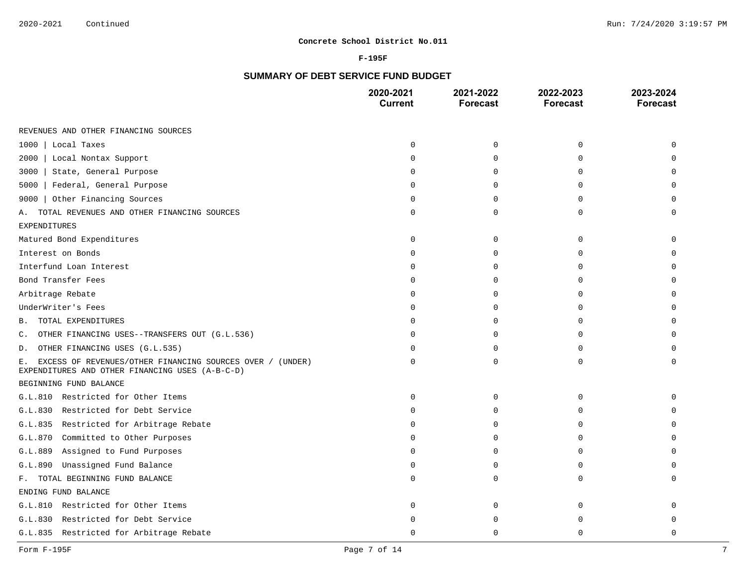**Concrete School District No.011**

**F-195F**

## SUMMARY OF DEBT SERVICE FUND BUDGET

| | 2020-2021 Current | 2021-2022 Forecast | 2022-2023 Forecast | 2023-2024 Forecast |
|---|---|---|---|---|
| REVENUES AND OTHER FINANCING SOURCES | | | | |
| 1000 \| Local Taxes | 0 | 0 | 0 | 0 |
| 2000 \| Local Nontax Support | 0 | 0 | 0 | 0 |
| 3000 \| State, General Purpose | 0 | 0 | 0 | 0 |
| 5000 \| Federal, General Purpose | 0 | 0 | 0 | 0 |
| 9000 \| Other Financing Sources | 0 | 0 | 0 | 0 |
| A. TOTAL REVENUES AND OTHER FINANCING SOURCES | 0 | 0 | 0 | 0 |
| EXPENDITURES | | | | |
| Matured Bond Expenditures | 0 | 0 | 0 | 0 |
| Interest on Bonds | 0 | 0 | 0 | 0 |
| Interfund Loan Interest | 0 | 0 | 0 | 0 |
| Bond Transfer Fees | 0 | 0 | 0 | 0 |
| Arbitrage Rebate | 0 | 0 | 0 | 0 |
| UnderWriter's Fees | 0 | 0 | 0 | 0 |
| B. TOTAL EXPENDITURES | 0 | 0 | 0 | 0 |
| C. OTHER FINANCING USES--TRANSFERS OUT (G.L.536) | 0 | 0 | 0 | 0 |
| D. OTHER FINANCING USES (G.L.535) | 0 | 0 | 0 | 0 |
| E. EXCESS OF REVENUES/OTHER FINANCING SOURCES OVER / (UNDER) EXPENDITURES AND OTHER FINANCING USES (A-B-C-D) | 0 | 0 | 0 | 0 |
| BEGINNING FUND BALANCE | | | | |
| G.L.810 Restricted for Other Items | 0 | 0 | 0 | 0 |
| G.L.830 Restricted for Debt Service | 0 | 0 | 0 | 0 |
| G.L.835 Restricted for Arbitrage Rebate | 0 | 0 | 0 | 0 |
| G.L.870 Committed to Other Purposes | 0 | 0 | 0 | 0 |
| G.L.889 Assigned to Fund Purposes | 0 | 0 | 0 | 0 |
| G.L.890 Unassigned Fund Balance | 0 | 0 | 0 | 0 |
| F. TOTAL BEGINNING FUND BALANCE | 0 | 0 | 0 | 0 |
| ENDING FUND BALANCE | | | | |
| G.L.810 Restricted for Other Items | 0 | 0 | 0 | 0 |
| G.L.830 Restricted for Debt Service | 0 | 0 | 0 | 0 |
| G.L.835 Restricted for Arbitrage Rebate | 0 | 0 | 0 | 0 |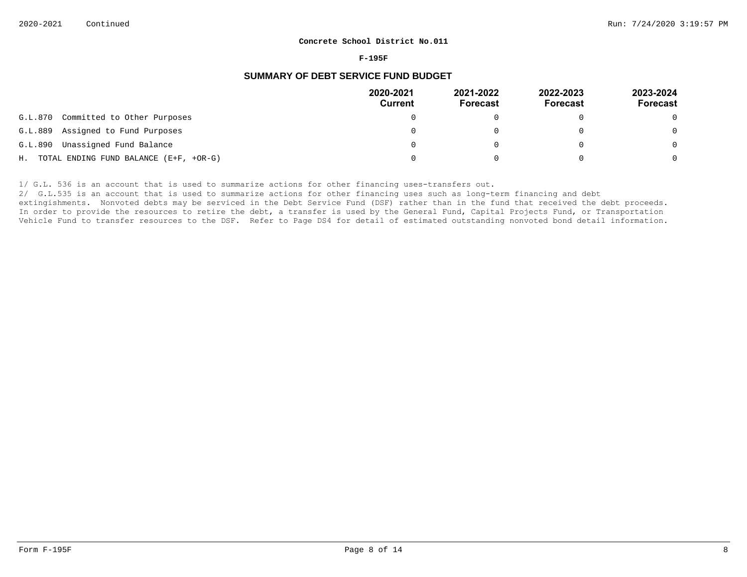**Concrete School District No.011**

**F-195F**

## SUMMARY OF DEBT SERVICE FUND BUDGET

| | 2020-2021 Current | 2021-2022 Forecast | 2022-2023 Forecast | 2023-2024 Forecast |
|---|---|---|---|---|
| G.L.870 Committed to Other Purposes | 0 | 0 | 0 | 0 |
| G.L.889 Assigned to Fund Purposes | 0 | 0 | 0 | 0 |
| G.L.890 Unassigned Fund Balance | 0 | 0 | 0 | 0 |
| H. TOTAL ENDING FUND BALANCE (E+F, +OR-G) | 0 | 0 | 0 | 0 |

1/ G.L. 536 is an account that is used to summarize actions for other financing uses-transfers out.

2/ G.L.535 is an account that is used to summarize actions for other financing uses such as long-term financing and debt extingishments. Nonvoted debts may be serviced in the Debt Service Fund (DSF) rather than in the fund that received the debt proceeds. In order to provide the resources to retire the debt, a transfer is used by the General Fund, Capital Projects Fund, or Transportation Vehicle Fund to transfer resources to the DSF. Refer to Page DS4 for detail of estimated outstanding nonvoted bond detail information.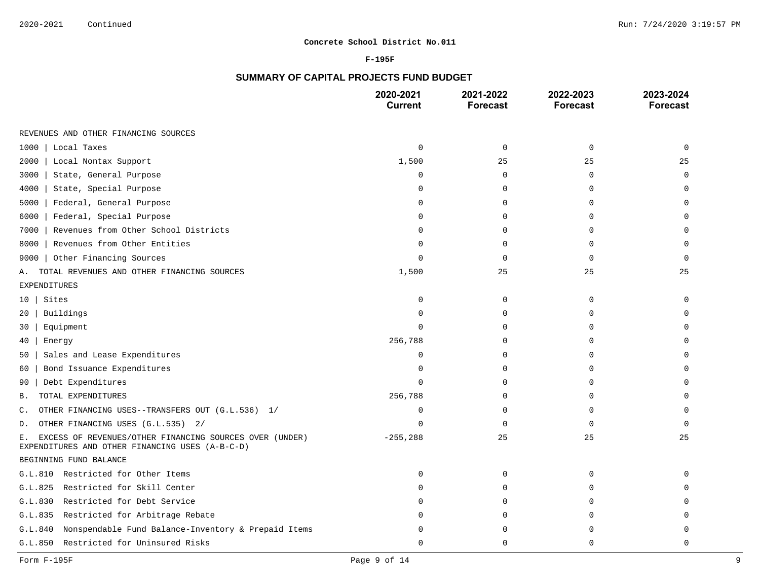**Concrete School District No.011**

**F-195F**

## SUMMARY OF CAPITAL PROJECTS FUND BUDGET

| | 2020-2021 Current | 2021-2022 Forecast | 2022-2023 Forecast | 2023-2024 Forecast |
|---|---|---|---|---|
| REVENUES AND OTHER FINANCING SOURCES | | | | |
| 1000 \| Local Taxes | 0 | 0 | 0 | 0 |
| 2000 \| Local Nontax Support | 1,500 | 25 | 25 | 25 |
| 3000 \| State, General Purpose | 0 | 0 | 0 | 0 |
| 4000 \| State, Special Purpose | 0 | 0 | 0 | 0 |
| 5000 \| Federal, General Purpose | 0 | 0 | 0 | 0 |
| 6000 \| Federal, Special Purpose | 0 | 0 | 0 | 0 |
| 7000 \| Revenues from Other School Districts | 0 | 0 | 0 | 0 |
| 8000 \| Revenues from Other Entities | 0 | 0 | 0 | 0 |
| 9000 \| Other Financing Sources | 0 | 0 | 0 | 0 |
| A. TOTAL REVENUES AND OTHER FINANCING SOURCES | 1,500 | 25 | 25 | 25 |
| EXPENDITURES | | | | |
| 10 \| Sites | 0 | 0 | 0 | 0 |
| 20 \| Buildings | 0 | 0 | 0 | 0 |
| 30 \| Equipment | 0 | 0 | 0 | 0 |
| 40 \| Energy | 256,788 | 0 | 0 | 0 |
| 50 \| Sales and Lease Expenditures | 0 | 0 | 0 | 0 |
| 60 \| Bond Issuance Expenditures | 0 | 0 | 0 | 0 |
| 90 \| Debt Expenditures | 0 | 0 | 0 | 0 |
| B. TOTAL EXPENDITURES | 256,788 | 0 | 0 | 0 |
| C. OTHER FINANCING USES--TRANSFERS OUT (G.L.536) 1/ | 0 | 0 | 0 | 0 |
| D. OTHER FINANCING USES (G.L.535) 2/ | 0 | 0 | 0 | 0 |
| E. EXCESS OF REVENUES/OTHER FINANCING SOURCES OVER (UNDER) EXPENDITURES AND OTHER FINANCING USES (A-B-C-D) | -255,288 | 25 | 25 | 25 |
| BEGINNING FUND BALANCE | | | | |
| G.L.810 Restricted for Other Items | 0 | 0 | 0 | 0 |
| G.L.825 Restricted for Skill Center | 0 | 0 | 0 | 0 |
| G.L.830 Restricted for Debt Service | 0 | 0 | 0 | 0 |
| G.L.835 Restricted for Arbitrage Rebate | 0 | 0 | 0 | 0 |
| G.L.840 Nonspendable Fund Balance-Inventory & Prepaid Items | 0 | 0 | 0 | 0 |
| G.L.850 Restricted for Uninsured Risks | 0 | 0 | 0 | 0 |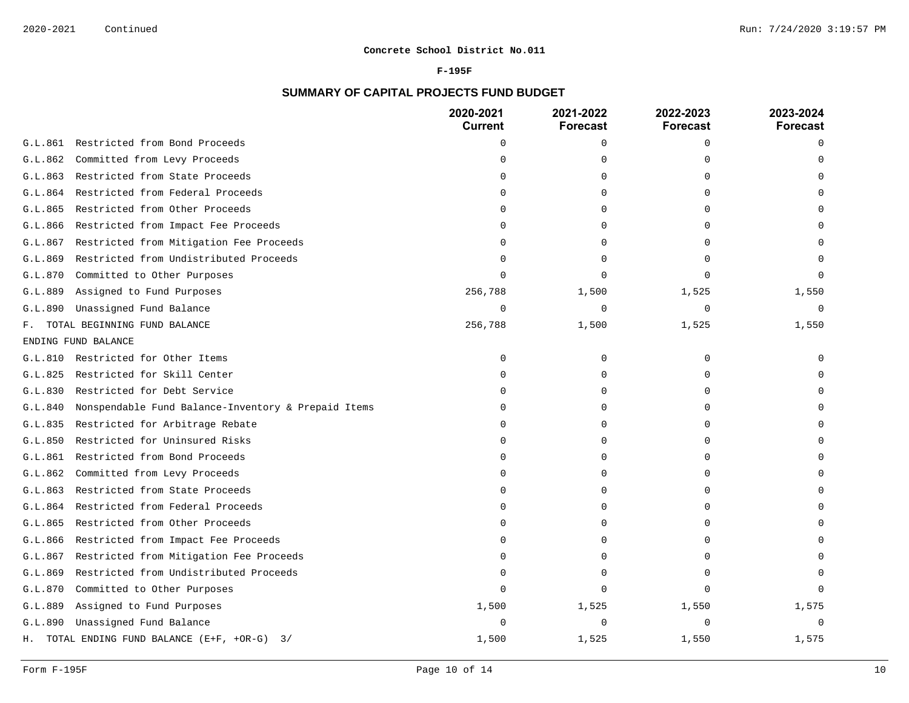**Concrete School District No.011**

**F-195F**

## SUMMARY OF CAPITAL PROJECTS FUND BUDGET

| | 2020-2021 Current | 2021-2022 Forecast | 2022-2023 Forecast | 2023-2024 Forecast |
|---|---|---|---|---|
| G.L.861 Restricted from Bond Proceeds | 0 | 0 | 0 | 0 |
| G.L.862 Committed from Levy Proceeds | 0 | 0 | 0 | 0 |
| G.L.863 Restricted from State Proceeds | 0 | 0 | 0 | 0 |
| G.L.864 Restricted from Federal Proceeds | 0 | 0 | 0 | 0 |
| G.L.865 Restricted from Other Proceeds | 0 | 0 | 0 | 0 |
| G.L.866 Restricted from Impact Fee Proceeds | 0 | 0 | 0 | 0 |
| G.L.867 Restricted from Mitigation Fee Proceeds | 0 | 0 | 0 | 0 |
| G.L.869 Restricted from Undistributed Proceeds | 0 | 0 | 0 | 0 |
| G.L.870 Committed to Other Purposes | 0 | 0 | 0 | 0 |
| G.L.889 Assigned to Fund Purposes | 256,788 | 1,500 | 1,525 | 1,550 |
| G.L.890 Unassigned Fund Balance | 0 | 0 | 0 | 0 |
| F. TOTAL BEGINNING FUND BALANCE | 256,788 | 1,500 | 1,525 | 1,550 |
| ENDING FUND BALANCE | | | | |
| G.L.810 Restricted for Other Items | 0 | 0 | 0 | 0 |
| G.L.825 Restricted for Skill Center | 0 | 0 | 0 | 0 |
| G.L.830 Restricted for Debt Service | 0 | 0 | 0 | 0 |
| G.L.840 Nonspendable Fund Balance-Inventory & Prepaid Items | 0 | 0 | 0 | 0 |
| G.L.835 Restricted for Arbitrage Rebate | 0 | 0 | 0 | 0 |
| G.L.850 Restricted for Uninsured Risks | 0 | 0 | 0 | 0 |
| G.L.861 Restricted from Bond Proceeds | 0 | 0 | 0 | 0 |
| G.L.862 Committed from Levy Proceeds | 0 | 0 | 0 | 0 |
| G.L.863 Restricted from State Proceeds | 0 | 0 | 0 | 0 |
| G.L.864 Restricted from Federal Proceeds | 0 | 0 | 0 | 0 |
| G.L.865 Restricted from Other Proceeds | 0 | 0 | 0 | 0 |
| G.L.866 Restricted from Impact Fee Proceeds | 0 | 0 | 0 | 0 |
| G.L.867 Restricted from Mitigation Fee Proceeds | 0 | 0 | 0 | 0 |
| G.L.869 Restricted from Undistributed Proceeds | 0 | 0 | 0 | 0 |
| G.L.870 Committed to Other Purposes | 0 | 0 | 0 | 0 |
| G.L.889 Assigned to Fund Purposes | 1,500 | 1,525 | 1,550 | 1,575 |
| G.L.890 Unassigned Fund Balance | 0 | 0 | 0 | 0 |
| H. TOTAL ENDING FUND BALANCE (E+F, +OR-G) 3/ | 1,500 | 1,525 | 1,550 | 1,575 |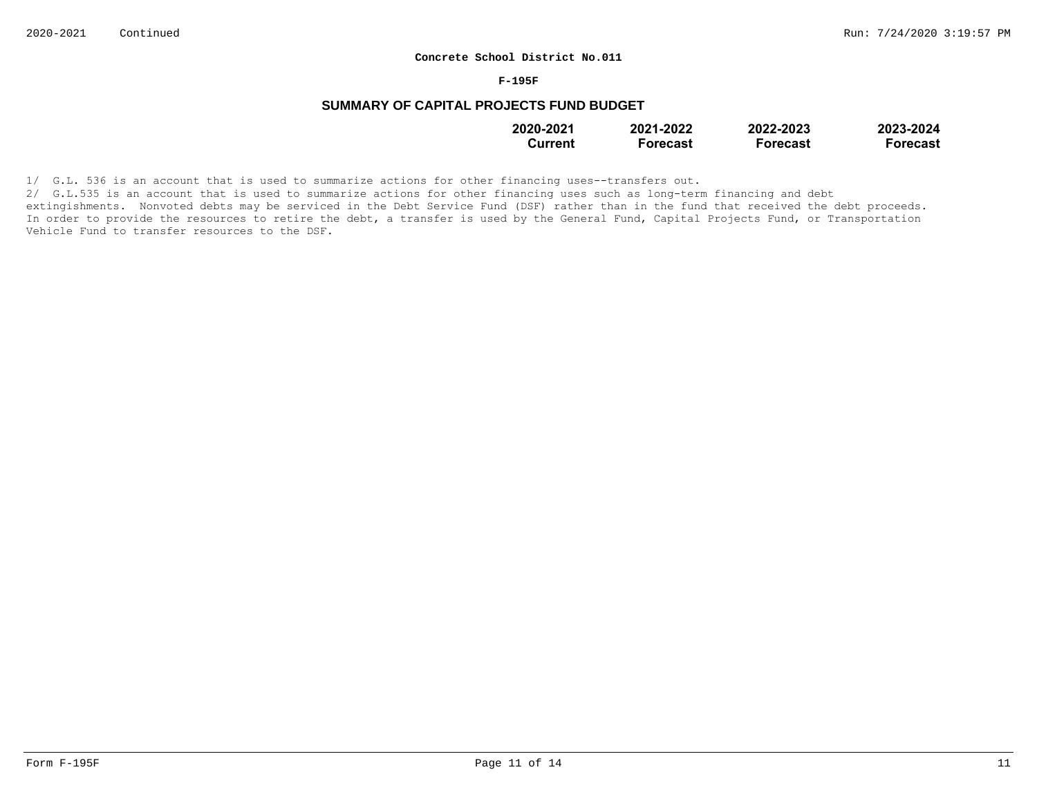**Concrete School District No.011**

**F-195F**

## SUMMARY OF CAPITAL PROJECTS FUND BUDGET

| | 2020-2021 Current | 2021-2022 Forecast | 2022-2023 Forecast | 2023-2024 Forecast |
|---|---|---|---|---|

1/ G.L. 536 is an account that is used to summarize actions for other financing uses--transfers out.

2/ G.L.535 is an account that is used to summarize actions for other financing uses such as long-term financing and debt extingishments. Nonvoted debts may be serviced in the Debt Service Fund (DSF) rather than in the fund that received the debt proceeds. In order to provide the resources to retire the debt, a transfer is used by the General Fund, Capital Projects Fund, or Transportation Vehicle Fund to transfer resources to the DSF.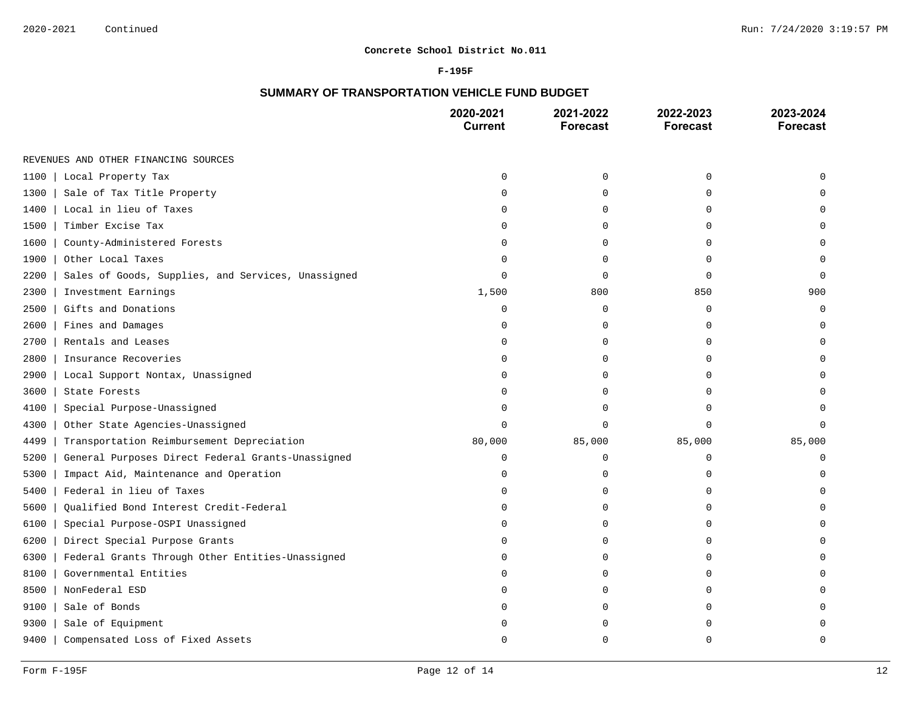**Concrete School District No.011**

**F-195F**

## SUMMARY OF TRANSPORTATION VEHICLE FUND BUDGET

| | 2020-2021 Current | 2021-2022 Forecast | 2022-2023 Forecast | 2023-2024 Forecast |
|---|---|---|---|---|
| REVENUES AND OTHER FINANCING SOURCES | | | | |
| 1100 \| Local Property Tax | 0 | 0 | 0 | 0 |
| 1300 \| Sale of Tax Title Property | 0 | 0 | 0 | 0 |
| 1400 \| Local in lieu of Taxes | 0 | 0 | 0 | 0 |
| 1500 \| Timber Excise Tax | 0 | 0 | 0 | 0 |
| 1600 \| County-Administered Forests | 0 | 0 | 0 | 0 |
| 1900 \| Other Local Taxes | 0 | 0 | 0 | 0 |
| 2200 \| Sales of Goods, Supplies, and Services, Unassigned | 0 | 0 | 0 | 0 |
| 2300 \| Investment Earnings | 1,500 | 800 | 850 | 900 |
| 2500 \| Gifts and Donations | 0 | 0 | 0 | 0 |
| 2600 \| Fines and Damages | 0 | 0 | 0 | 0 |
| 2700 \| Rentals and Leases | 0 | 0 | 0 | 0 |
| 2800 \| Insurance Recoveries | 0 | 0 | 0 | 0 |
| 2900 \| Local Support Nontax, Unassigned | 0 | 0 | 0 | 0 |
| 3600 \| State Forests | 0 | 0 | 0 | 0 |
| 4100 \| Special Purpose-Unassigned | 0 | 0 | 0 | 0 |
| 4300 \| Other State Agencies-Unassigned | 0 | 0 | 0 | 0 |
| 4499 \| Transportation Reimbursement Depreciation | 80,000 | 85,000 | 85,000 | 85,000 |
| 5200 \| General Purposes Direct Federal Grants-Unassigned | 0 | 0 | 0 | 0 |
| 5300 \| Impact Aid, Maintenance and Operation | 0 | 0 | 0 | 0 |
| 5400 \| Federal in lieu of Taxes | 0 | 0 | 0 | 0 |
| 5600 \| Qualified Bond Interest Credit-Federal | 0 | 0 | 0 | 0 |
| 6100 \| Special Purpose-OSPI Unassigned | 0 | 0 | 0 | 0 |
| 6200 \| Direct Special Purpose Grants | 0 | 0 | 0 | 0 |
| 6300 \| Federal Grants Through Other Entities-Unassigned | 0 | 0 | 0 | 0 |
| 8100 \| Governmental Entities | 0 | 0 | 0 | 0 |
| 8500 \| NonFederal ESD | 0 | 0 | 0 | 0 |
| 9100 \| Sale of Bonds | 0 | 0 | 0 | 0 |
| 9300 \| Sale of Equipment | 0 | 0 | 0 | 0 |
| 9400 \| Compensated Loss of Fixed Assets | 0 | 0 | 0 | 0 |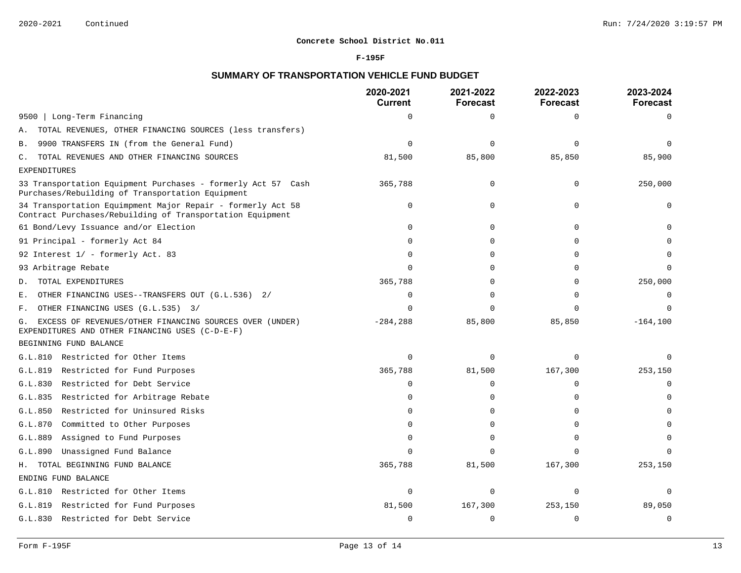**Concrete School District No.011**

**F-195F**

## SUMMARY OF TRANSPORTATION VEHICLE FUND BUDGET

| | 2020-2021 Current | 2021-2022 Forecast | 2022-2023 Forecast | 2023-2024 Forecast |
|---|---|---|---|---|
| 9500 \| Long-Term Financing | 0 | 0 | 0 | 0 |
| A. TOTAL REVENUES, OTHER FINANCING SOURCES (less transfers) | | | | |
| B. 9900 TRANSFERS IN (from the General Fund) | 0 | 0 | 0 | 0 |
| C. TOTAL REVENUES AND OTHER FINANCING SOURCES | 81,500 | 85,800 | 85,850 | 85,900 |
| EXPENDITURES | | | | |
| 33 Transportation Equipment Purchases - formerly Act 57 Cash Purchases/Rebuilding of Transportation Equipment | 365,788 | 0 | 0 | 250,000 |
| 34 Transportation Equimpment Major Repair - formerly Act 58 Contract Purchases/Rebuilding of Transportation Equipment | 0 | 0 | 0 | 0 |
| 61 Bond/Levy Issuance and/or Election | 0 | 0 | 0 | 0 |
| 91 Principal - formerly Act 84 | 0 | 0 | 0 | 0 |
| 92 Interest 1/ - formerly Act. 83 | 0 | 0 | 0 | 0 |
| 93 Arbitrage Rebate | 0 | 0 | 0 | 0 |
| D. TOTAL EXPENDITURES | 365,788 | 0 | 0 | 250,000 |
| E. OTHER FINANCING USES--TRANSFERS OUT (G.L.536) 2/ | 0 | 0 | 0 | 0 |
| F. OTHER FINANCING USES (G.L.535) 3/ | 0 | 0 | 0 | 0 |
| G. EXCESS OF REVENUES/OTHER FINANCING SOURCES OVER (UNDER) EXPENDITURES AND OTHER FINANCING USES (C-D-E-F) | -284,288 | 85,800 | 85,850 | -164,100 |
| BEGINNING FUND BALANCE | | | | |
| G.L.810 Restricted for Other Items | 0 | 0 | 0 | 0 |
| G.L.819 Restricted for Fund Purposes | 365,788 | 81,500 | 167,300 | 253,150 |
| G.L.830 Restricted for Debt Service | 0 | 0 | 0 | 0 |
| G.L.835 Restricted for Arbitrage Rebate | 0 | 0 | 0 | 0 |
| G.L.850 Restricted for Uninsured Risks | 0 | 0 | 0 | 0 |
| G.L.870 Committed to Other Purposes | 0 | 0 | 0 | 0 |
| G.L.889 Assigned to Fund Purposes | 0 | 0 | 0 | 0 |
| G.L.890 Unassigned Fund Balance | 0 | 0 | 0 | 0 |
| H. TOTAL BEGINNING FUND BALANCE | 365,788 | 81,500 | 167,300 | 253,150 |
| ENDING FUND BALANCE | | | | |
| G.L.810 Restricted for Other Items | 0 | 0 | 0 | 0 |
| G.L.819 Restricted for Fund Purposes | 81,500 | 167,300 | 253,150 | 89,050 |
| G.L.830 Restricted for Debt Service | 0 | 0 | 0 | 0 |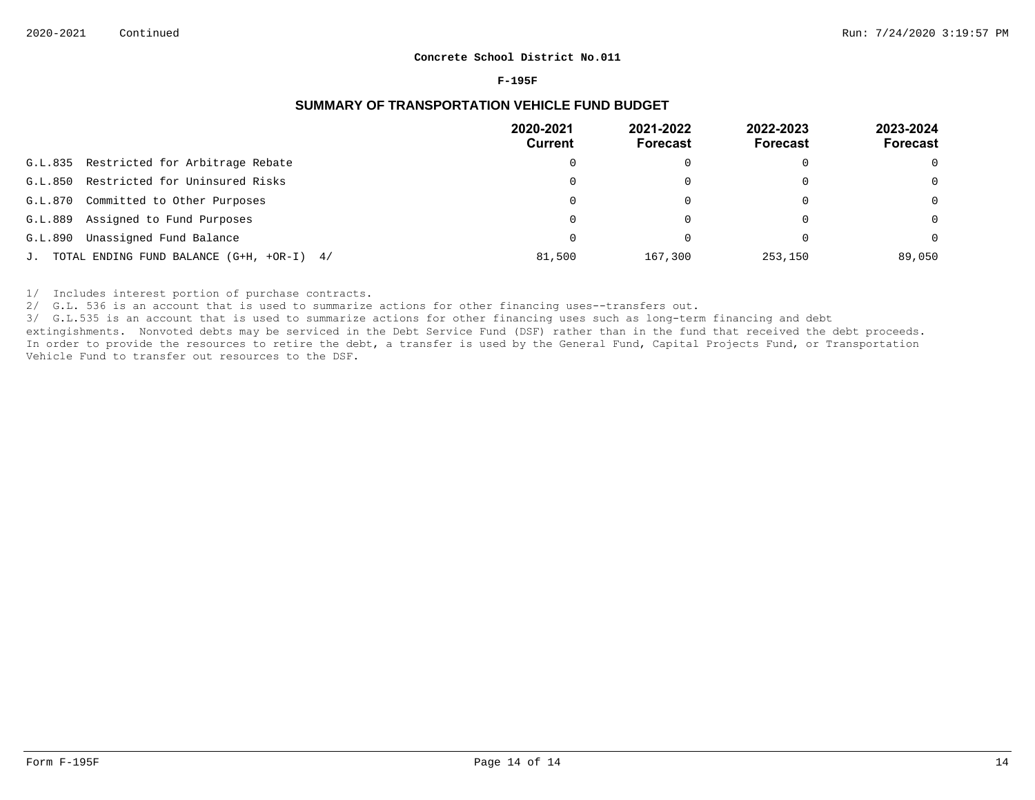**Concrete School District No.011**

**F-195F**

## SUMMARY OF TRANSPORTATION VEHICLE FUND BUDGET

| | 2020-2021 Current | 2021-2022 Forecast | 2022-2023 Forecast | 2023-2024 Forecast |
|---|---|---|---|---|
| G.L.835 Restricted for Arbitrage Rebate | 0 | 0 | 0 | 0 |
| G.L.850 Restricted for Uninsured Risks | 0 | 0 | 0 | 0 |
| G.L.870 Committed to Other Purposes | 0 | 0 | 0 | 0 |
| G.L.889 Assigned to Fund Purposes | 0 | 0 | 0 | 0 |
| G.L.890 Unassigned Fund Balance | 0 | 0 | 0 | 0 |
| J. TOTAL ENDING FUND BALANCE (G+H, +OR-I) 4/ | 81,500 | 167,300 | 253,150 | 89,050 |

1/ Includes interest portion of purchase contracts.
2/ G.L. 536 is an account that is used to summarize actions for other financing uses--transfers out.
3/ G.L.535 is an account that is used to summarize actions for other financing uses such as long-term financing and debt extingishments. Nonvoted debts may be serviced in the Debt Service Fund (DSF) rather than in the fund that received the debt proceeds. In order to provide the resources to retire the debt, a transfer is used by the General Fund, Capital Projects Fund, or Transportation Vehicle Fund to transfer out resources to the DSF.